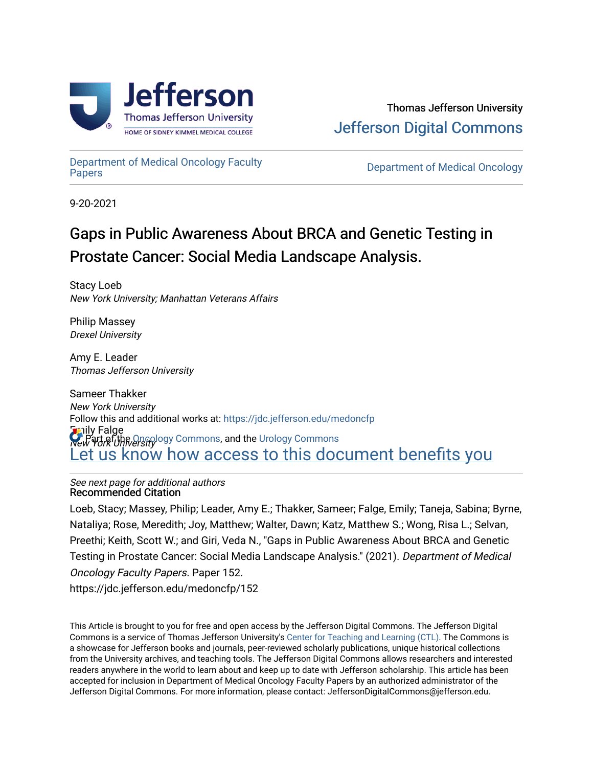Thomas Jefferson University

Jefferson Digital Commons

Department of Medical Oncology Faculty Papers

Department of Medical Oncology

9-20-2021

# Gaps in Public Awareness About BRCA and Genetic Testing in Prostate Cancer: Social Media Landscape Analysis.

Stacy Loeb
*New York University; Manhattan Veterans Affairs*

Philip Massey
*Drexel University*

Amy E. Leader
*Thomas Jefferson University*

Sameer Thakker
*New York University*

Emily Falge
*New York University*

*See next page for additional authors*

Follow this and additional works at: https://jdc.jefferson.edu/medoncfp

Part of the Oncology Commons, and the Urology Commons

Let us know how access to this document benefits you

## Recommended Citation

Loeb, Stacy; Massey, Philip; Leader, Amy E.; Thakker, Sameer; Falge, Emily; Taneja, Sabina; Byrne, Nataliya; Rose, Meredith; Joy, Matthew; Walter, Dawn; Katz, Matthew S.; Wong, Risa L.; Selvan, Preethi; Keith, Scott W.; and Giri, Veda N., "Gaps in Public Awareness About BRCA and Genetic Testing in Prostate Cancer: Social Media Landscape Analysis." (2021). *Department of Medical Oncology Faculty Papers.* Paper 152.
https://jdc.jefferson.edu/medoncfp/152

This Article is brought to you for free and open access by the Jefferson Digital Commons. The Jefferson Digital Commons is a service of Thomas Jefferson University's Center for Teaching and Learning (CTL). The Commons is a showcase for Jefferson books and journals, peer-reviewed scholarly publications, unique historical collections from the University archives, and teaching tools. The Jefferson Digital Commons allows researchers and interested readers anywhere in the world to learn about and keep up to date with Jefferson scholarship. This article has been accepted for inclusion in Department of Medical Oncology Faculty Papers by an authorized administrator of the Jefferson Digital Commons. For more information, please contact: JeffersonDigitalCommons@jefferson.edu.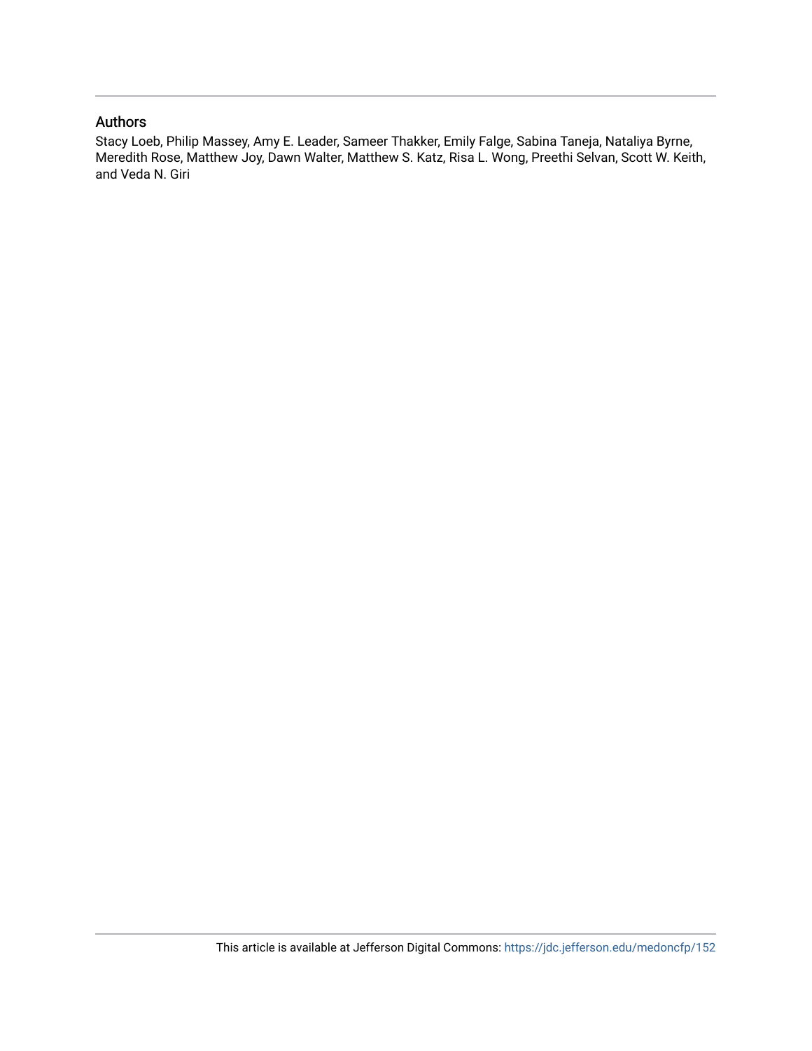## Authors

Stacy Loeb, Philip Massey, Amy E. Leader, Sameer Thakker, Emily Falge, Sabina Taneja, Nataliya Byrne, Meredith Rose, Matthew Joy, Dawn Walter, Matthew S. Katz, Risa L. Wong, Preethi Selvan, Scott W. Keith, and Veda N. Giri

This article is available at Jefferson Digital Commons: https://jdc.jefferson.edu/medoncfp/152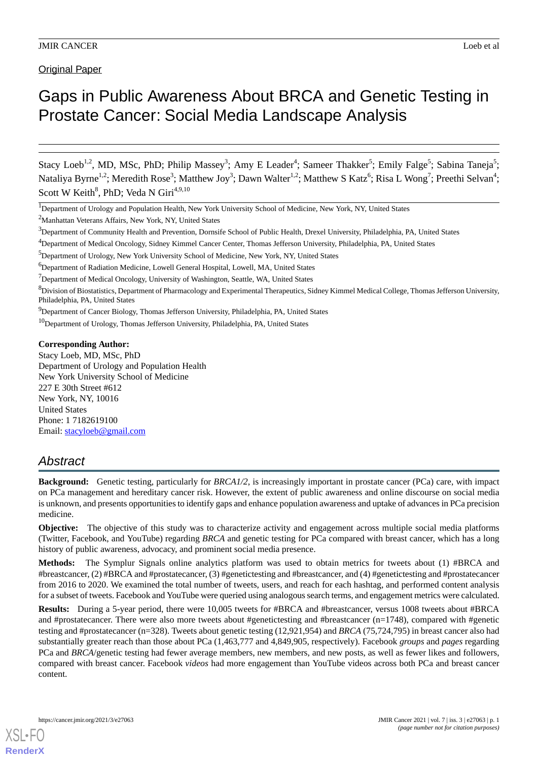Original Paper

# Gaps in Public Awareness About BRCA and Genetic Testing in Prostate Cancer: Social Media Landscape Analysis

Stacy Loeb[1,2], MD, MSc, PhD; Philip Massey[3]; Amy E Leader[4]; Sameer Thakker[5]; Emily Falge[5]; Sabina Taneja[5]; Nataliya Byrne[1,2]; Meredith Rose[3]; Matthew Joy[3]; Dawn Walter[1,2]; Matthew S Katz[6]; Risa L Wong[7]; Preethi Selvan[4]; Scott W Keith[8], PhD; Veda N Giri[4,9,10]

[1]Department of Urology and Population Health, New York University School of Medicine, New York, NY, United States

[2]Manhattan Veterans Affairs, New York, NY, United States

[3]Department of Community Health and Prevention, Dornsife School of Public Health, Drexel University, Philadelphia, PA, United States

[4]Department of Medical Oncology, Sidney Kimmel Cancer Center, Thomas Jefferson University, Philadelphia, PA, United States

[5]Department of Urology, New York University School of Medicine, New York, NY, United States

[6]Department of Radiation Medicine, Lowell General Hospital, Lowell, MA, United States

[7]Department of Medical Oncology, University of Washington, Seattle, WA, United States

[8]Division of Biostatistics, Department of Pharmacology and Experimental Therapeutics, Sidney Kimmel Medical College, Thomas Jefferson University, Philadelphia, PA, United States

[9]Department of Cancer Biology, Thomas Jefferson University, Philadelphia, PA, United States

[10]Department of Urology, Thomas Jefferson University, Philadelphia, PA, United States

**Corresponding Author:**
Stacy Loeb, MD, MSc, PhD
Department of Urology and Population Health
New York University School of Medicine
227 E 30th Street #612
New York, NY, 10016
United States
Phone: 1 7182619100
Email: stacyloeb@gmail.com

## Abstract

**Background:** Genetic testing, particularly for *BRCA1/2*, is increasingly important in prostate cancer (PCa) care, with impact on PCa management and hereditary cancer risk. However, the extent of public awareness and online discourse on social media is unknown, and presents opportunities to identify gaps and enhance population awareness and uptake of advances in PCa precision medicine.

**Objective:** The objective of this study was to characterize activity and engagement across multiple social media platforms (Twitter, Facebook, and YouTube) regarding *BRCA* and genetic testing for PCa compared with breast cancer, which has a long history of public awareness, advocacy, and prominent social media presence.

**Methods:** The Symplur Signals online analytics platform was used to obtain metrics for tweets about (1) #BRCA and #breastcancer, (2) #BRCA and #prostatecancer, (3) #genetictesting and #breastcancer, and (4) #genetictesting and #prostatecancer from 2016 to 2020. We examined the total number of tweets, users, and reach for each hashtag, and performed content analysis for a subset of tweets. Facebook and YouTube were queried using analogous search terms, and engagement metrics were calculated.

**Results:** During a 5-year period, there were 10,005 tweets for #BRCA and #breastcancer, versus 1008 tweets about #BRCA and #prostatecancer. There were also more tweets about #genetictesting and #breastcancer (n=1748), compared with #genetic testing and #prostatecancer (n=328). Tweets about genetic testing (12,921,954) and *BRCA* (75,724,795) in breast cancer also had substantially greater reach than those about PCa (1,463,777 and 4,849,905, respectively). Facebook *groups* and *pages* regarding PCa and *BRCA*/genetic testing had fewer average members, new members, and new posts, as well as fewer likes and followers, compared with breast cancer. Facebook *videos* had more engagement than YouTube videos across both PCa and breast cancer content.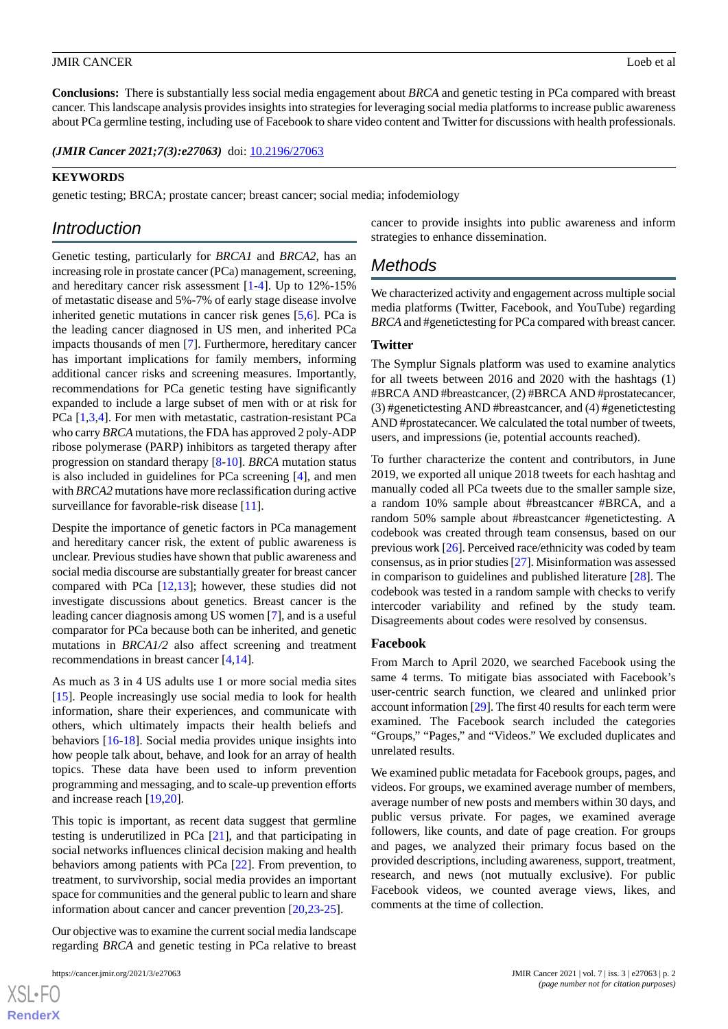**Conclusions:** There is substantially less social media engagement about *BRCA* and genetic testing in PCa compared with breast cancer. This landscape analysis provides insights into strategies for leveraging social media platforms to increase public awareness about PCa germline testing, including use of Facebook to share video content and Twitter for discussions with health professionals.

***(JMIR Cancer 2021;7(3):e27063)*** doi: 10.2196/27063

## KEYWORDS

genetic testing; BRCA; prostate cancer; breast cancer; social media; infodemiology

## Introduction

Genetic testing, particularly for *BRCA1* and *BRCA2*, has an increasing role in prostate cancer (PCa) management, screening, and hereditary cancer risk assessment [1-4]. Up to 12%-15% of metastatic disease and 5%-7% of early stage disease involve inherited genetic mutations in cancer risk genes [5,6]. PCa is the leading cancer diagnosed in US men, and inherited PCa impacts thousands of men [7]. Furthermore, hereditary cancer has important implications for family members, informing additional cancer risks and screening measures. Importantly, recommendations for PCa genetic testing have significantly expanded to include a large subset of men with or at risk for PCa [1,3,4]. For men with metastatic, castration-resistant PCa who carry *BRCA* mutations, the FDA has approved 2 poly-ADP ribose polymerase (PARP) inhibitors as targeted therapy after progression on standard therapy [8-10]. *BRCA* mutation status is also included in guidelines for PCa screening [4], and men with *BRCA2* mutations have more reclassification during active surveillance for favorable-risk disease [11].

Despite the importance of genetic factors in PCa management and hereditary cancer risk, the extent of public awareness is unclear. Previous studies have shown that public awareness and social media discourse are substantially greater for breast cancer compared with PCa [12,13]; however, these studies did not investigate discussions about genetics. Breast cancer is the leading cancer diagnosis among US women [7], and is a useful comparator for PCa because both can be inherited, and genetic mutations in *BRCA1/2* also affect screening and treatment recommendations in breast cancer [4,14].

As much as 3 in 4 US adults use 1 or more social media sites [15]. People increasingly use social media to look for health information, share their experiences, and communicate with others, which ultimately impacts their health beliefs and behaviors [16-18]. Social media provides unique insights into how people talk about, behave, and look for an array of health topics. These data have been used to inform prevention programming and messaging, and to scale-up prevention efforts and increase reach [19,20].

This topic is important, as recent data suggest that germline testing is underutilized in PCa [21], and that participating in social networks influences clinical decision making and health behaviors among patients with PCa [22]. From prevention, to treatment, to survivorship, social media provides an important space for communities and the general public to learn and share information about cancer and cancer prevention [20,23-25].

Our objective was to examine the current social media landscape regarding *BRCA* and genetic testing in PCa relative to breast cancer to provide insights into public awareness and inform strategies to enhance dissemination.

## Methods

We characterized activity and engagement across multiple social media platforms (Twitter, Facebook, and YouTube) regarding *BRCA* and #genetictesting for PCa compared with breast cancer.

### Twitter

The Symplur Signals platform was used to examine analytics for all tweets between 2016 and 2020 with the hashtags (1) #BRCA AND #breastcancer, (2) #BRCA AND #prostatecancer, (3) #genetictesting AND #breastcancer, and (4) #genetictesting AND #prostatecancer. We calculated the total number of tweets, users, and impressions (ie, potential accounts reached).

To further characterize the content and contributors, in June 2019, we exported all unique 2018 tweets for each hashtag and manually coded all PCa tweets due to the smaller sample size, a random 10% sample about #breastcancer #BRCA, and a random 50% sample about #breastcancer #genetictesting. A codebook was created through team consensus, based on our previous work [26]. Perceived race/ethnicity was coded by team consensus, as in prior studies [27]. Misinformation was assessed in comparison to guidelines and published literature [28]. The codebook was tested in a random sample with checks to verify intercoder variability and refined by the study team. Disagreements about codes were resolved by consensus.

### Facebook

From March to April 2020, we searched Facebook using the same 4 terms. To mitigate bias associated with Facebook's user-centric search function, we cleared and unlinked prior account information [29]. The first 40 results for each term were examined. The Facebook search included the categories "Groups," "Pages," and "Videos." We excluded duplicates and unrelated results.

We examined public metadata for Facebook groups, pages, and videos. For groups, we examined average number of members, average number of new posts and members within 30 days, and public versus private. For pages, we examined average followers, like counts, and date of page creation. For groups and pages, we analyzed their primary focus based on the provided descriptions, including awareness, support, treatment, research, and news (not mutually exclusive). For public Facebook videos, we counted average views, likes, and comments at the time of collection.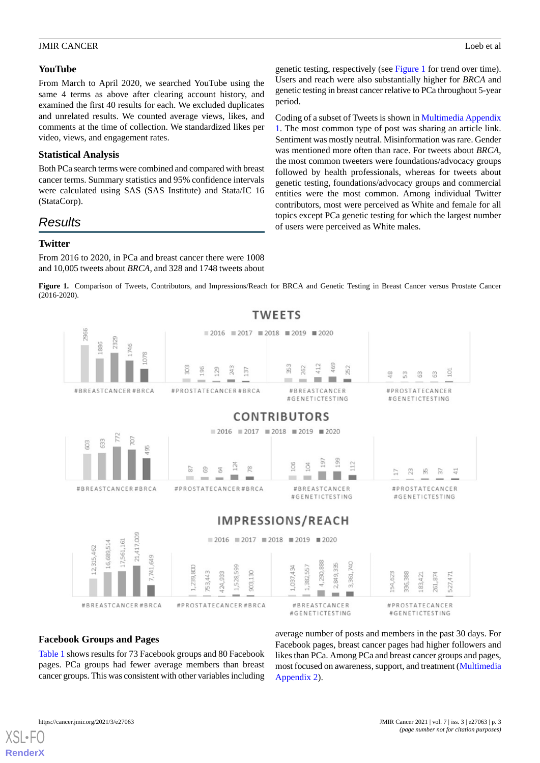### YouTube

From March to April 2020, we searched YouTube using the same 4 terms as above after clearing account history, and examined the first 40 results for each. We excluded duplicates and unrelated results. We counted average views, likes, and comments at the time of collection. We standardized likes per video, views, and engagement rates.

### Statistical Analysis

Both PCa search terms were combined and compared with breast cancer terms. Summary statistics and 95% confidence intervals were calculated using SAS (SAS Institute) and Stata/IC 16 (StataCorp).

## Results

### Twitter

From 2016 to 2020, in PCa and breast cancer there were 1008 and 10,005 tweets about *BRCA*, and 328 and 1748 tweets about genetic testing, respectively (see Figure 1 for trend over time). Users and reach were also substantially higher for *BRCA* and genetic testing in breast cancer relative to PCa throughout 5-year period.

Coding of a subset of Tweets is shown in Multimedia Appendix 1. The most common type of post was sharing an article link. Sentiment was mostly neutral. Misinformation was rare. Gender was mentioned more often than race. For tweets about *BRCA*, the most common tweeters were foundations/advocacy groups followed by health professionals, whereas for tweets about genetic testing, foundations/advocacy groups and commercial entities were the most common. Among individual Twitter contributors, most were perceived as White and female for all topics except PCa genetic testing for which the largest number of users were perceived as White males.

**Figure 1.** Comparison of Tweets, Contributors, and Impressions/Reach for BRCA and Genetic Testing in Breast Cancer versus Prostate Cancer (2016-2020).

**TWEETS**

| | 2016 | 2017 | 2018 | 2019 | 2020 |
|---|---|---|---|---|---|
| #BREASTCANCER #BRCA | 2966 | 1886 | 2329 | 1746 | 1078 |
| #PROSTATECANCER #BRCA | 303 | 196 | 129 | 243 | 137 |
| #BREASTCANCER #GENETICTESTING | 353 | 262 | 412 | 469 | 252 |
| #PROSTATECANCER #GENETICTESTING | 48 | 53 | 63 | 63 | 101 |

**CONTRIBUTORS**

| | 2016 | 2017 | 2018 | 2019 | 2020 |
|---|---|---|---|---|---|
| #BREASTCANCER #BRCA | 603 | 633 | 772 | 707 | 495 |
| #PROSTATECANCER #BRCA | 87 | 69 | 64 | 124 | 78 |
| #BREASTCANCER #GENETICTESTING | 106 | 104 | 197 | 199 | 112 |
| #PROSTATECANCER #GENETICTESTING | 17 | 23 | 35 | 37 | 41 |

**IMPRESSIONS/REACH**

| | 2016 | 2017 | 2018 | 2019 | 2020 |
|---|---|---|---|---|---|
| #BREASTCANCER #BRCA | 12,315,462 | 16,689,514 | 17,561,161 | 21,417,009 | 7,741,649 |
| #PROSTATECANCER #BRCA | 1,239,800 | 753,443 | 424,933 | 1,528,599 | 903,130 |
| #BREASTCANCER #GENETICTESTING | 1,037,434 | 1,382,557 | 4,290,888 | 2,849,335 | 3,361,740 |
| #PROSTATECANCER #GENETICTESTING | 154,623 | 336,388 | 183,421 | 261,874 | 527,471 |

### Facebook Groups and Pages

Table 1 shows results for 73 Facebook groups and 80 Facebook pages. PCa groups had fewer average members than breast cancer groups. This was consistent with other variables including average number of posts and members in the past 30 days. For Facebook pages, breast cancer pages had higher followers and likes than PCa. Among PCa and breast cancer groups and pages, most focused on awareness, support, and treatment (Multimedia Appendix 2).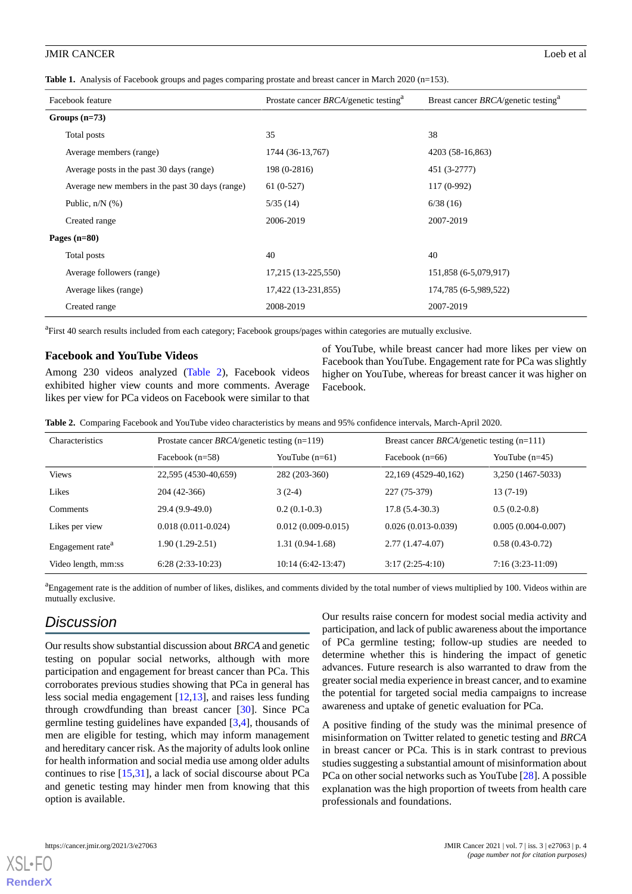**Table 1.** Analysis of Facebook groups and pages comparing prostate and breast cancer in March 2020 (n=153).

| Facebook feature | Prostate cancer *BRCA*/genetic testing[a] | Breast cancer *BRCA*/genetic testing[a] |
|---|---|---|
| **Groups (n=73)** | | |
| Total posts | 35 | 38 |
| Average members (range) | 1744 (36-13,767) | 4203 (58-16,863) |
| Average posts in the past 30 days (range) | 198 (0-2816) | 451 (3-2777) |
| Average new members in the past 30 days (range) | 61 (0-527) | 117 (0-992) |
| Public, n/N (%) | 5/35 (14) | 6/38 (16) |
| Created range | 2006-2019 | 2007-2019 |
| **Pages (n=80)** | | |
| Total posts | 40 | 40 |
| Average followers (range) | 17,215 (13-225,550) | 151,858 (6-5,079,917) |
| Average likes (range) | 17,422 (13-231,855) | 174,785 (6-5,989,522) |
| Created range | 2008-2019 | 2007-2019 |

[a]First 40 search results included from each category; Facebook groups/pages within categories are mutually exclusive.

### Facebook and YouTube Videos

Among 230 videos analyzed (Table 2), Facebook videos exhibited higher view counts and more comments. Average likes per view for PCa videos on Facebook were similar to that of YouTube, while breast cancer had more likes per view on Facebook than YouTube. Engagement rate for PCa was slightly higher on YouTube, whereas for breast cancer it was higher on Facebook.

**Table 2.** Comparing Facebook and YouTube video characteristics by means and 95% confidence intervals, March-April 2020.

| Characteristics | Prostate cancer *BRCA*/genetic testing (n=119) | | Breast cancer *BRCA*/genetic testing (n=111) | |
|---|---|---|---|---|
| | Facebook (n=58) | YouTube (n=61) | Facebook (n=66) | YouTube (n=45) |
| Views | 22,595 (4530-40,659) | 282 (203-360) | 22,169 (4529-40,162) | 3,250 (1467-5033) |
| Likes | 204 (42-366) | 3 (2-4) | 227 (75-379) | 13 (7-19) |
| Comments | 29.4 (9.9-49.0) | 0.2 (0.1-0.3) | 17.8 (5.4-30.3) | 0.5 (0.2-0.8) |
| Likes per view | 0.018 (0.011-0.024) | 0.012 (0.009-0.015) | 0.026 (0.013-0.039) | 0.005 (0.004-0.007) |
| Engagement rate[a] | 1.90 (1.29-2.51) | 1.31 (0.94-1.68) | 2.77 (1.47-4.07) | 0.58 (0.43-0.72) |
| Video length, mm:ss | 6:28 (2:33-10:23) | 10:14 (6:42-13:47) | 3:17 (2:25-4:10) | 7:16 (3:23-11:09) |

[a]Engagement rate is the addition of number of likes, dislikes, and comments divided by the total number of views multiplied by 100. Videos within are mutually exclusive.

## Discussion

Our results show substantial discussion about *BRCA* and genetic testing on popular social networks, although with more participation and engagement for breast cancer than PCa. This corroborates previous studies showing that PCa in general has less social media engagement [12,13], and raises less funding through crowdfunding than breast cancer [30]. Since PCa germline testing guidelines have expanded [3,4], thousands of men are eligible for testing, which may inform management and hereditary cancer risk. As the majority of adults look online for health information and social media use among older adults continues to rise [15,31], a lack of social discourse about PCa and genetic testing may hinder men from knowing that this option is available.

Our results raise concern for modest social media activity and participation, and lack of public awareness about the importance of PCa germline testing; follow-up studies are needed to determine whether this is hindering the impact of genetic advances. Future research is also warranted to draw from the greater social media experience in breast cancer, and to examine the potential for targeted social media campaigns to increase awareness and uptake of genetic evaluation for PCa.

A positive finding of the study was the minimal presence of misinformation on Twitter related to genetic testing and *BRCA* in breast cancer or PCa. This is in stark contrast to previous studies suggesting a substantial amount of misinformation about PCa on other social networks such as YouTube [28]. A possible explanation was the high proportion of tweets from health care professionals and foundations.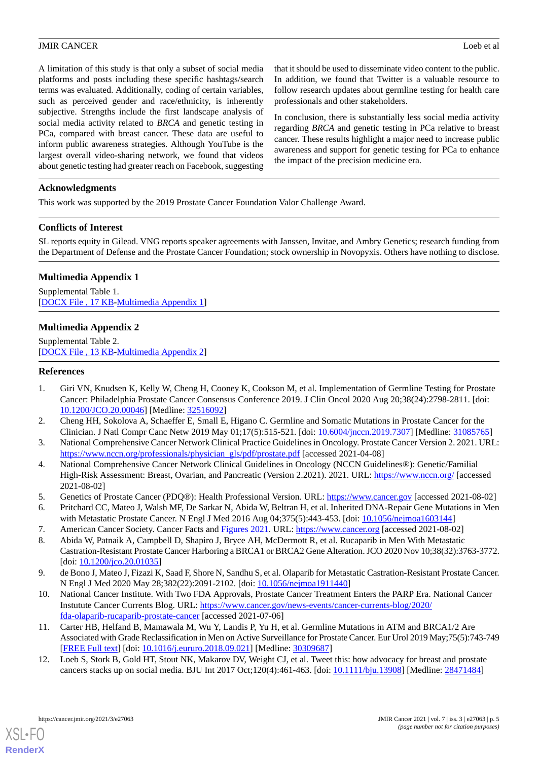A limitation of this study is that only a subset of social media platforms and posts including these specific hashtags/search terms was evaluated. Additionally, coding of certain variables, such as perceived gender and race/ethnicity, is inherently subjective. Strengths include the first landscape analysis of social media activity related to *BRCA* and genetic testing in PCa, compared with breast cancer. These data are useful to inform public awareness strategies. Although YouTube is the largest overall video-sharing network, we found that videos about genetic testing had greater reach on Facebook, suggesting that it should be used to disseminate video content to the public. In addition, we found that Twitter is a valuable resource to follow research updates about germline testing for health care professionals and other stakeholders.

In conclusion, there is substantially less social media activity regarding *BRCA* and genetic testing in PCa relative to breast cancer. These results highlight a major need to increase public awareness and support for genetic testing for PCa to enhance the impact of the precision medicine era.

## Acknowledgments

This work was supported by the 2019 Prostate Cancer Foundation Valor Challenge Award.

## Conflicts of Interest

SL reports equity in Gilead. VNG reports speaker agreements with Janssen, Invitae, and Ambry Genetics; research funding from the Department of Defense and the Prostate Cancer Foundation; stock ownership in Novopyxis. Others have nothing to disclose.

## Multimedia Appendix 1

Supplemental Table 1.
[DOCX File , 17 KB-Multimedia Appendix 1]

## Multimedia Appendix 2

Supplemental Table 2.
[DOCX File , 13 KB-Multimedia Appendix 2]

## References

1. Giri VN, Knudsen K, Kelly W, Cheng H, Cooney K, Cookson M, et al. Implementation of Germline Testing for Prostate Cancer: Philadelphia Prostate Cancer Consensus Conference 2019. J Clin Oncol 2020 Aug 20;38(24):2798-2811. [doi: 10.1200/JCO.20.00046] [Medline: 32516092]
2. Cheng HH, Sokolova A, Schaeffer E, Small E, Higano C. Germline and Somatic Mutations in Prostate Cancer for the Clinician. J Natl Compr Canc Netw 2019 May 01;17(5):515-521. [doi: 10.6004/jnccn.2019.7307] [Medline: 31085765]
3. National Comprehensive Cancer Network Clinical Practice Guidelines in Oncology. Prostate Cancer Version 2. 2021. URL: https://www.nccn.org/professionals/physician_gls/pdf/prostate.pdf [accessed 2021-04-08]
4. National Comprehensive Cancer Network Clinical Guidelines in Oncology (NCCN Guidelines®): Genetic/Familial High-Risk Assessment: Breast, Ovarian, and Pancreatic (Version 2.2021). 2021. URL: https://www.nccn.org/ [accessed 2021-08-02]
5. Genetics of Prostate Cancer (PDQ®): Health Professional Version. URL: https://www.cancer.gov [accessed 2021-08-02]
6. Pritchard CC, Mateo J, Walsh MF, De Sarkar N, Abida W, Beltran H, et al. Inherited DNA-Repair Gene Mutations in Men with Metastatic Prostate Cancer. N Engl J Med 2016 Aug 04;375(5):443-453. [doi: 10.1056/nejmoa1603144]
7. American Cancer Society. Cancer Facts and Figures 2021. URL: https://www.cancer.org [accessed 2021-08-02]
8. Abida W, Patnaik A, Campbell D, Shapiro J, Bryce AH, McDermott R, et al. Rucaparib in Men With Metastatic Castration-Resistant Prostate Cancer Harboring a BRCA1 or BRCA2 Gene Alteration. JCO 2020 Nov 10;38(32):3763-3772. [doi: 10.1200/jco.20.01035]
9. de Bono J, Mateo J, Fizazi K, Saad F, Shore N, Sandhu S, et al. Olaparib for Metastatic Castration-Resistant Prostate Cancer. N Engl J Med 2020 May 28;382(22):2091-2102. [doi: 10.1056/nejmoa1911440]
10. National Cancer Institute. With Two FDA Approvals, Prostate Cancer Treatment Enters the PARP Era. National Cancer Instutute Cancer Currents Blog. URL: https://www.cancer.gov/news-events/cancer-currents-blog/2020/fda-olaparib-rucaparib-prostate-cancer [accessed 2021-07-06]
11. Carter HB, Helfand B, Mamawala M, Wu Y, Landis P, Yu H, et al. Germline Mutations in ATM and BRCA1/2 Are Associated with Grade Reclassification in Men on Active Surveillance for Prostate Cancer. Eur Urol 2019 May;75(5):743-749 [FREE Full text] [doi: 10.1016/j.eururo.2018.09.021] [Medline: 30309687]
12. Loeb S, Stork B, Gold HT, Stout NK, Makarov DV, Weight CJ, et al. Tweet this: how advocacy for breast and prostate cancers stacks up on social media. BJU Int 2017 Oct;120(4):461-463. [doi: 10.1111/bju.13908] [Medline: 28471484]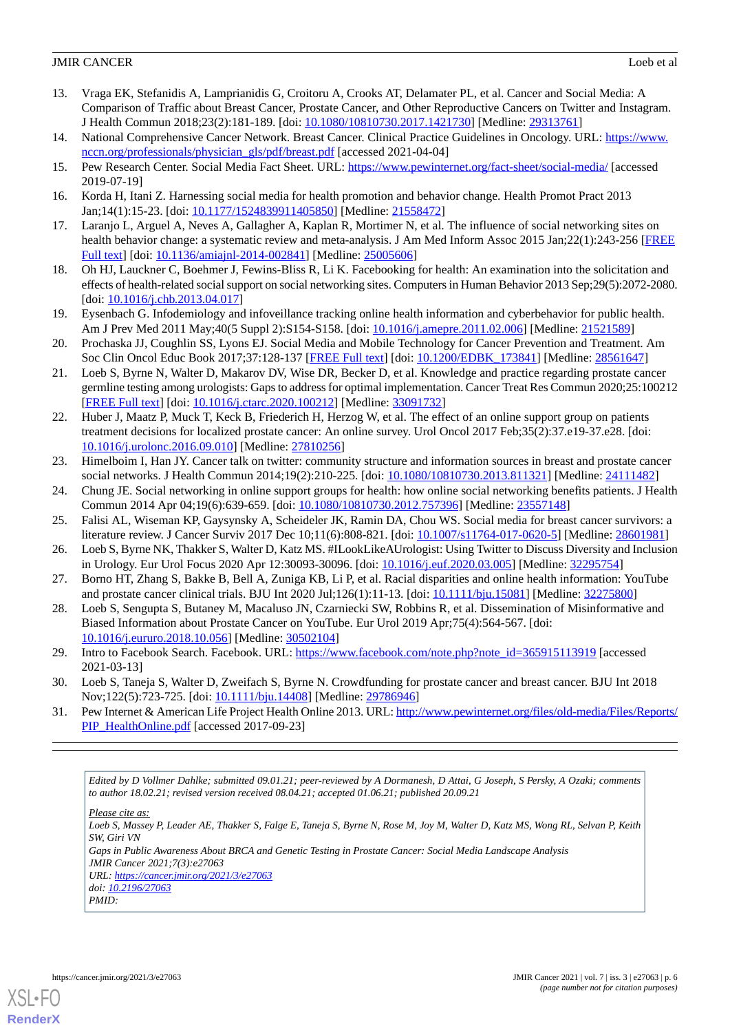13. Vraga EK, Stefanidis A, Lamprianidis G, Croitoru A, Crooks AT, Delamater PL, et al. Cancer and Social Media: A Comparison of Traffic about Breast Cancer, Prostate Cancer, and Other Reproductive Cancers on Twitter and Instagram. J Health Commun 2018;23(2):181-189. [doi: 10.1080/10810730.2017.1421730] [Medline: 29313761]
14. National Comprehensive Cancer Network. Breast Cancer. Clinical Practice Guidelines in Oncology. URL: https://www.nccn.org/professionals/physician_gls/pdf/breast.pdf [accessed 2021-04-04]
15. Pew Research Center. Social Media Fact Sheet. URL: https://www.pewinternet.org/fact-sheet/social-media/ [accessed 2019-07-19]
16. Korda H, Itani Z. Harnessing social media for health promotion and behavior change. Health Promot Pract 2013 Jan;14(1):15-23. [doi: 10.1177/1524839911405850] [Medline: 21558472]
17. Laranjo L, Arguel A, Neves A, Gallagher A, Kaplan R, Mortimer N, et al. The influence of social networking sites on health behavior change: a systematic review and meta-analysis. J Am Med Inform Assoc 2015 Jan;22(1):243-256 [FREE Full text] [doi: 10.1136/amiajnl-2014-002841] [Medline: 25005606]
18. Oh HJ, Lauckner C, Boehmer J, Fewins-Bliss R, Li K. Facebooking for health: An examination into the solicitation and effects of health-related social support on social networking sites. Computers in Human Behavior 2013 Sep;29(5):2072-2080. [doi: 10.1016/j.chb.2013.04.017]
19. Eysenbach G. Infodemiology and infoveillance tracking online health information and cyberbehavior for public health. Am J Prev Med 2011 May;40(5 Suppl 2):S154-S158. [doi: 10.1016/j.amepre.2011.02.006] [Medline: 21521589]
20. Prochaska JJ, Coughlin SS, Lyons EJ. Social Media and Mobile Technology for Cancer Prevention and Treatment. Am Soc Clin Oncol Educ Book 2017;37:128-137 [FREE Full text] [doi: 10.1200/EDBK_173841] [Medline: 28561647]
21. Loeb S, Byrne N, Walter D, Makarov DV, Wise DR, Becker D, et al. Knowledge and practice regarding prostate cancer germline testing among urologists: Gaps to address for optimal implementation. Cancer Treat Res Commun 2020;25:100212 [FREE Full text] [doi: 10.1016/j.ctarc.2020.100212] [Medline: 33091732]
22. Huber J, Maatz P, Muck T, Keck B, Friederich H, Herzog W, et al. The effect of an online support group on patients treatment decisions for localized prostate cancer: An online survey. Urol Oncol 2017 Feb;35(2):37.e19-37.e28. [doi: 10.1016/j.urolonc.2016.09.010] [Medline: 27810256]
23. Himelboim I, Han JY. Cancer talk on twitter: community structure and information sources in breast and prostate cancer social networks. J Health Commun 2014;19(2):210-225. [doi: 10.1080/10810730.2013.811321] [Medline: 24111482]
24. Chung JE. Social networking in online support groups for health: how online social networking benefits patients. J Health Commun 2014 Apr 04;19(6):639-659. [doi: 10.1080/10810730.2012.757396] [Medline: 23557148]
25. Falisi AL, Wiseman KP, Gaysynsky A, Scheideler JK, Ramin DA, Chou WS. Social media for breast cancer survivors: a literature review. J Cancer Surviv 2017 Dec 10;11(6):808-821. [doi: 10.1007/s11764-017-0620-5] [Medline: 28601981]
26. Loeb S, Byrne NK, Thakker S, Walter D, Katz MS. #ILookLikeAUrologist: Using Twitter to Discuss Diversity and Inclusion in Urology. Eur Urol Focus 2020 Apr 12:S2405-4569(20)30096. [doi: 10.1016/j.euf.2020.03.005] [Medline: 32295754]
27. Borno HT, Zhang S, Bakke B, Bell A, Zuniga KB, Li P, et al. Racial disparities and online health information: YouTube and prostate cancer clinical trials. BJU Int 2020 Jul;126(1):11-13. [doi: 10.1111/bju.15081] [Medline: 32275800]
28. Loeb S, Sengupta S, Butaney M, Macaluso JN, Czarniecki SW, Robbins R, et al. Dissemination of Misinformative and Biased Information about Prostate Cancer on YouTube. Eur Urol 2019 Apr;75(4):564-567. [doi: 10.1016/j.eururo.2018.10.056] [Medline: 30502104]
29. Intro to Facebook Search. Facebook. URL: https://www.facebook.com/note.php?note_id=365915113919 [accessed 2021-03-13]
30. Loeb S, Taneja S, Walter D, Zweifach S, Byrne N. Crowdfunding for prostate cancer and breast cancer. BJU Int 2018 Nov;122(5):723-725. [doi: 10.1111/bju.14408] [Medline: 29786946]
31. Pew Internet & American Life Project Health Online 2013. URL: http://www.pewinternet.org/files/old-media/Files/Reports/PIP_HealthOnline.pdf [accessed 2017-09-23]

---

*Edited by D Vollmer Dahlke; submitted 09.01.21; peer-reviewed by A Dormanesh, D Attai, G Joseph, S Persky, A Ozaki; comments to author 18.02.21; revised version received 08.04.21; accepted 01.06.21; published 20.09.21*

*Please cite as:*
*Loeb S, Massey P, Leader AE, Thakker S, Falge E, Taneja S, Byrne N, Rose M, Joy M, Walter D, Katz MS, Wong RL, Selvan P, Keith SW, Giri VN*
*Gaps in Public Awareness About BRCA and Genetic Testing in Prostate Cancer: Social Media Landscape Analysis*
*JMIR Cancer 2021;7(3):e27063*
*URL: https://cancer.jmir.org/2021/3/e27063*
*doi: 10.2196/27063*
*PMID:*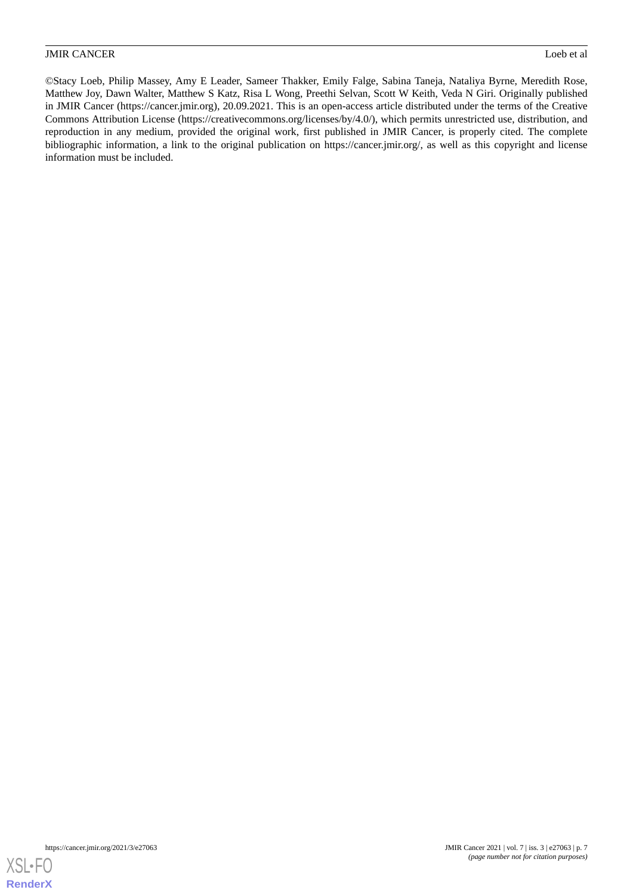©Stacy Loeb, Philip Massey, Amy E Leader, Sameer Thakker, Emily Falge, Sabina Taneja, Nataliya Byrne, Meredith Rose, Matthew Joy, Dawn Walter, Matthew S Katz, Risa L Wong, Preethi Selvan, Scott W Keith, Veda N Giri. Originally published in JMIR Cancer (https://cancer.jmir.org), 20.09.2021. This is an open-access article distributed under the terms of the Creative Commons Attribution License (https://creativecommons.org/licenses/by/4.0/), which permits unrestricted use, distribution, and reproduction in any medium, provided the original work, first published in JMIR Cancer, is properly cited. The complete bibliographic information, a link to the original publication on https://cancer.jmir.org/, as well as this copyright and license information must be included.